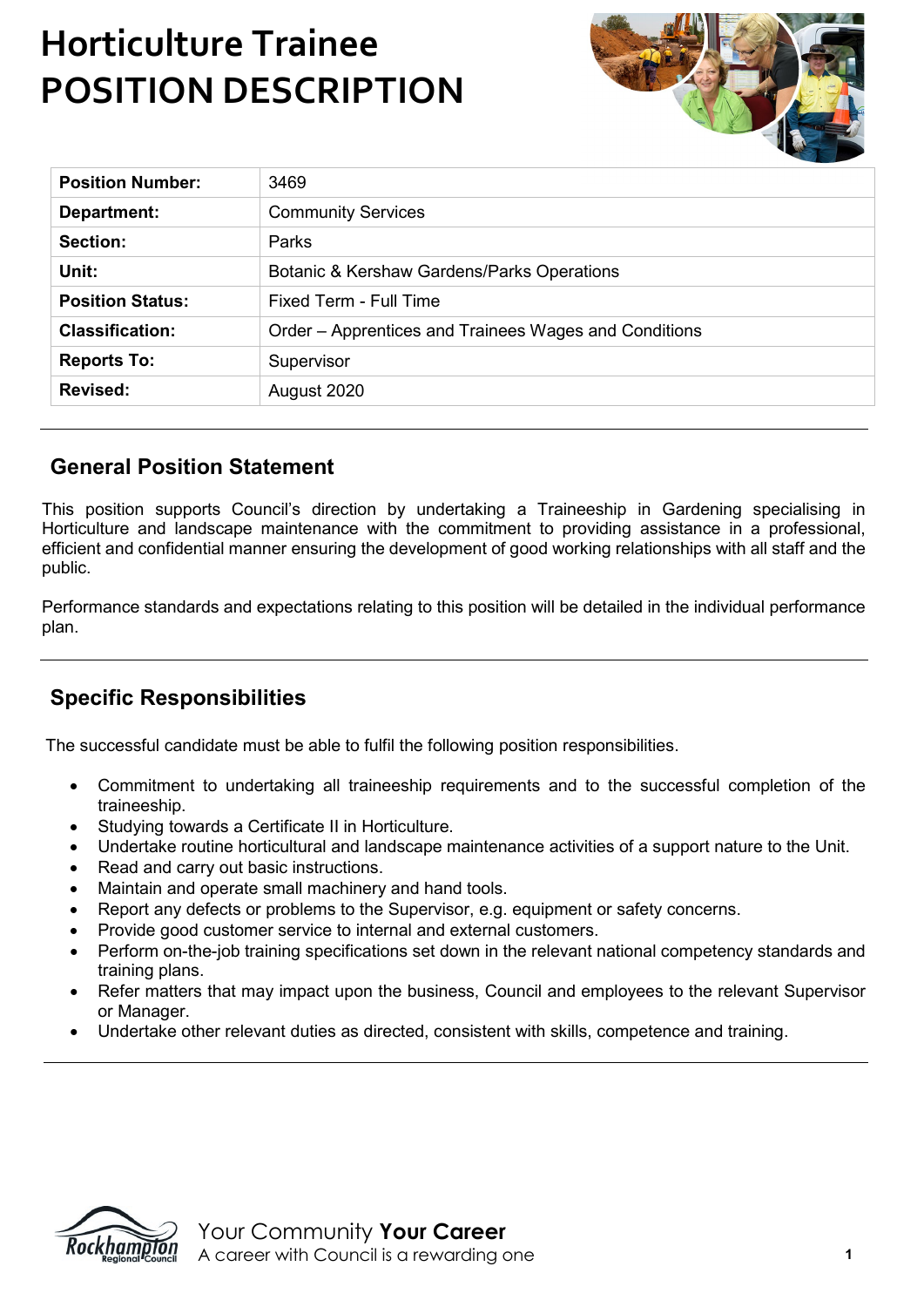# Horticulture Trainee
# POSITION DESCRIPTION

| | |
|---|---|
| **Position Number:** | 3469 |
| **Department:** | Community Services |
| **Section:** | Parks |
| **Unit:** | Botanic & Kershaw Gardens/Parks Operations |
| **Position Status:** | Fixed Term - Full Time |
| **Classification:** | Order – Apprentices and Trainees Wages and Conditions |
| **Reports To:** | Supervisor |
| **Revised:** | August 2020 |

## General Position Statement

This position supports Council's direction by undertaking a Traineeship in Gardening specialising in Horticulture and landscape maintenance with the commitment to providing assistance in a professional, efficient and confidential manner ensuring the development of good working relationships with all staff and the public.

Performance standards and expectations relating to this position will be detailed in the individual performance plan.

## Specific Responsibilities

The successful candidate must be able to fulfil the following position responsibilities.

- Commitment to undertaking all traineeship requirements and to the successful completion of the traineeship.
- Studying towards a Certificate II in Horticulture.
- Undertake routine horticultural and landscape maintenance activities of a support nature to the Unit.
- Read and carry out basic instructions.
- Maintain and operate small machinery and hand tools.
- Report any defects or problems to the Supervisor, e.g. equipment or safety concerns.
- Provide good customer service to internal and external customers.
- Perform on-the-job training specifications set down in the relevant national competency standards and training plans.
- Refer matters that may impact upon the business, Council and employees to the relevant Supervisor or Manager.
- Undertake other relevant duties as directed, consistent with skills, competence and training.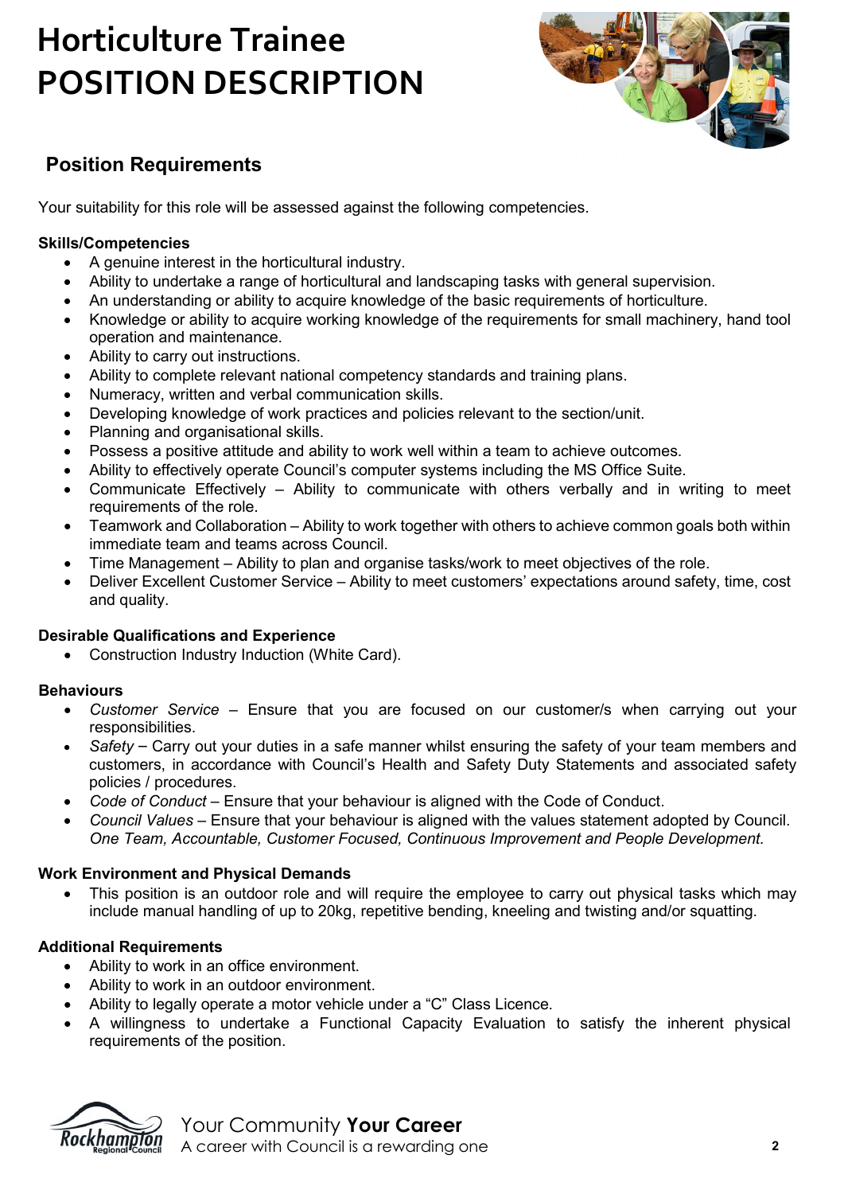# Horticulture Trainee POSITION DESCRIPTION

## Position Requirements

Your suitability for this role will be assessed against the following competencies.

**Skills/Competencies**

- A genuine interest in the horticultural industry.
- Ability to undertake a range of horticultural and landscaping tasks with general supervision.
- An understanding or ability to acquire knowledge of the basic requirements of horticulture.
- Knowledge or ability to acquire working knowledge of the requirements for small machinery, hand tool operation and maintenance.
- Ability to carry out instructions.
- Ability to complete relevant national competency standards and training plans.
- Numeracy, written and verbal communication skills.
- Developing knowledge of work practices and policies relevant to the section/unit.
- Planning and organisational skills.
- Possess a positive attitude and ability to work well within a team to achieve outcomes.
- Ability to effectively operate Council's computer systems including the MS Office Suite.
- Communicate Effectively – Ability to communicate with others verbally and in writing to meet requirements of the role.
- Teamwork and Collaboration – Ability to work together with others to achieve common goals both within immediate team and teams across Council.
- Time Management – Ability to plan and organise tasks/work to meet objectives of the role.
- Deliver Excellent Customer Service – Ability to meet customers' expectations around safety, time, cost and quality.

**Desirable Qualifications and Experience**

- Construction Industry Induction (White Card).

**Behaviours**

- *Customer Service* – Ensure that you are focused on our customer/s when carrying out your responsibilities.
- *Safety* – Carry out your duties in a safe manner whilst ensuring the safety of your team members and customers, in accordance with Council's Health and Safety Duty Statements and associated safety policies / procedures.
- *Code of Conduct* – Ensure that your behaviour is aligned with the Code of Conduct.
- *Council Values* – Ensure that your behaviour is aligned with the values statement adopted by Council. *One Team, Accountable, Customer Focused, Continuous Improvement and People Development.*

**Work Environment and Physical Demands**

- This position is an outdoor role and will require the employee to carry out physical tasks which may include manual handling of up to 20kg, repetitive bending, kneeling and twisting and/or squatting.

**Additional Requirements**

- Ability to work in an office environment.
- Ability to work in an outdoor environment.
- Ability to legally operate a motor vehicle under a "C" Class Licence.
- A willingness to undertake a Functional Capacity Evaluation to satisfy the inherent physical requirements of the position.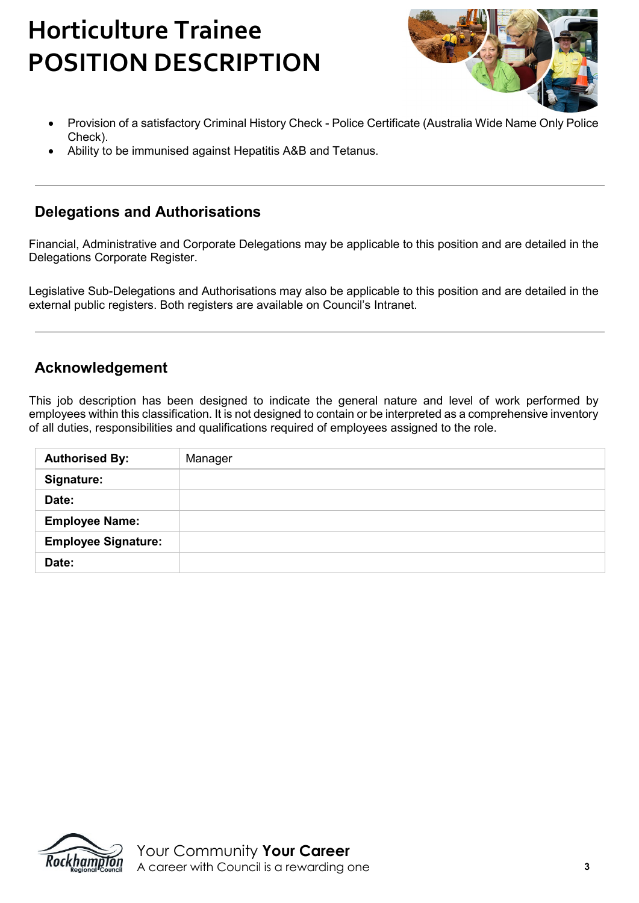- Provision of a satisfactory Criminal History Check - Police Certificate (Australia Wide Name Only Police Check).
- Ability to be immunised against Hepatitis A&B and Tetanus.

## Delegations and Authorisations

Financial, Administrative and Corporate Delegations may be applicable to this position and are detailed in the Delegations Corporate Register.

Legislative Sub-Delegations and Authorisations may also be applicable to this position and are detailed in the external public registers. Both registers are available on Council's Intranet.

## Acknowledgement

This job description has been designed to indicate the general nature and level of work performed by employees within this classification. It is not designed to contain or be interpreted as a comprehensive inventory of all duties, responsibilities and qualifications required of employees assigned to the role.

| | |
|---|---|
| **Authorised By:** | Manager |
| **Signature:** | |
| **Date:** | |
| **Employee Name:** | |
| **Employee Signature:** | |
| **Date:** | |